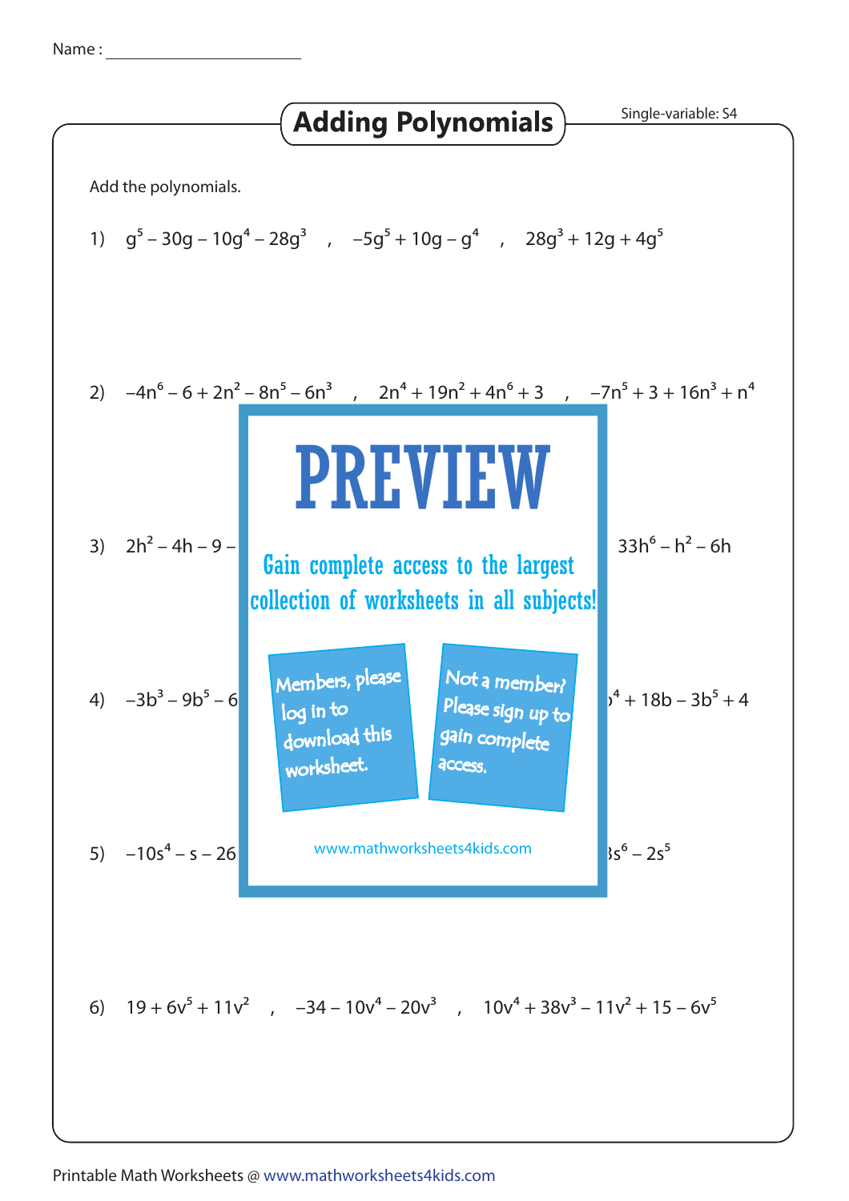Name : ____________________

# Adding Polynomials

Single-variable: S4

Add the polynomials.

1) $g^5 - 30g - 10g^4 - 28g^3$ , $-5g^5 + 10g - g^4$ , $28g^3 + 12g + 4g^5$

2) $-4n^6 - 6 + 2n^2 - 8n^5 - 6n^3$ , $2n^4 + 19n^2 + 4n^6 + 3$ , $-7n^5 + 3 + 16n^3 + n^4$

3) $2h^2 - 4h - 9 -$ ... $33h^6 - h^2 - 6h$

PREVIEW

Gain complete access to the largest collection of worksheets in all subjects!

Members, please log in to download this worksheet.

Not a member? Please sign up to gain complete access.

www.mathworksheets4kids.com

4) $-3b^3 - 9b^5 - 6$ ... $^4 + 18b - 3b^5 + 4$

5) $-10s^4 - s - 26$ ... $s^6 - 2s^5$

6) $19 + 6v^5 + 11v^2$ , $-34 - 10v^4 - 20v^3$ , $10v^4 + 38v^3 - 11v^2 + 15 - 6v^5$

Printable Math Worksheets @ www.mathworksheets4kids.com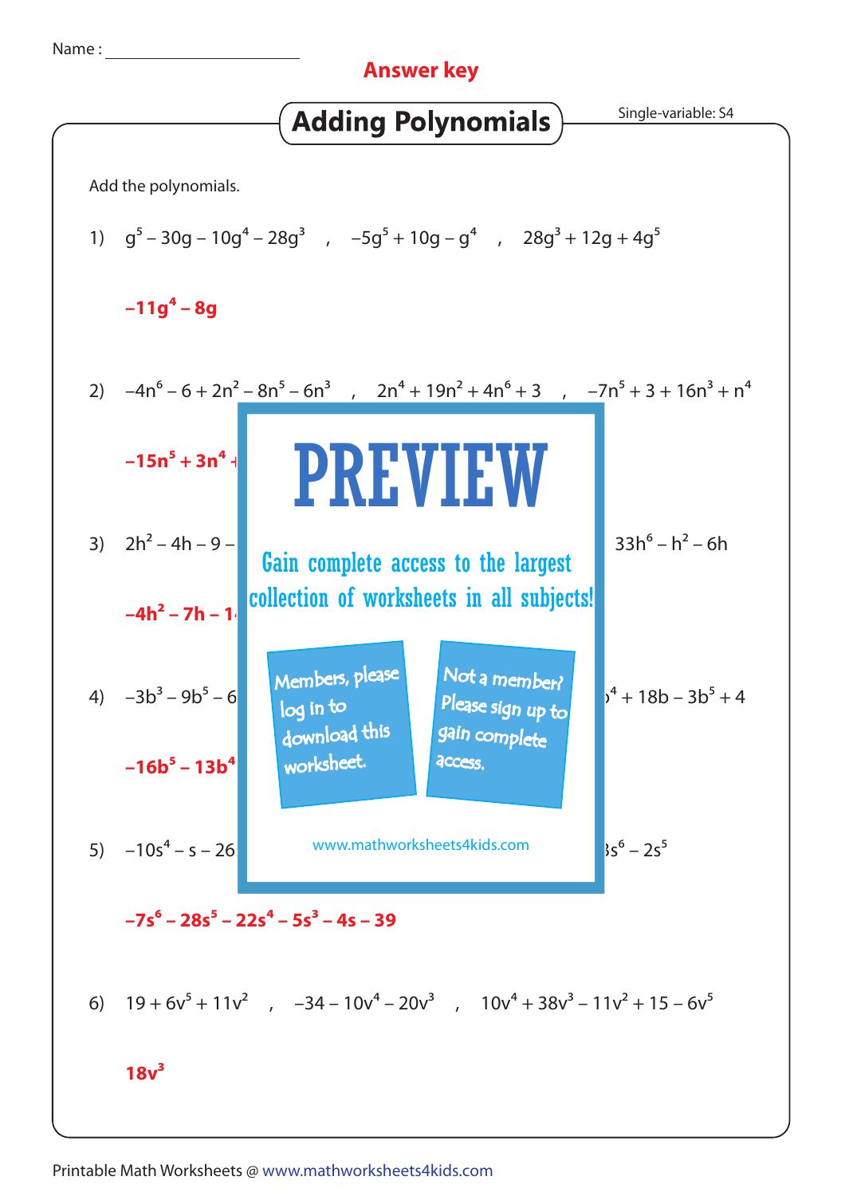Name :

**Answer key**

# Adding Polynomials

Single-variable: S4

Add the polynomials.

1) $g^5 - 30g - 10g^4 - 28g^3$ , $-5g^5 + 10g - g^4$ , $28g^3 + 12g + 4g^5$

**$-11g^4 - 8g$**

2) $-4n^6 - 6 + 2n^2 - 8n^5 - 6n^3$ , $2n^4 + 19n^2 + 4n^6 + 3$ , $-7n^5 + 3 + 16n^3 + n^4$

**$-15n^5 + 3n^4 +$**

3) $2h^2 - 4h - 9 -$ ... $33h^6 - h^2 - 6h$

**$-4h^2 - 7h - 1$**

4) $-3b^3 - 9b^5 - 6$ ... $^4 + 18b - 3b^5 + 4$

**$-16b^5 - 13b^4$**

5) $-10s^4 - s - 26$ ... $s^6 - 2s^5$

**$-7s^6 - 28s^5 - 22s^4 - 5s^3 - 4s - 39$**

6) $19 + 6v^5 + 11v^2$ , $-34 - 10v^4 - 20v^3$ , $10v^4 + 38v^3 - 11v^2 + 15 - 6v^5$

**$18v^3$**

PREVIEW

Gain complete access to the largest collection of worksheets in all subjects!

Members, please log in to download this worksheet.

Not a member? Please sign up to gain complete access.

www.mathworksheets4kids.com

Printable Math Worksheets @ www.mathworksheets4kids.com